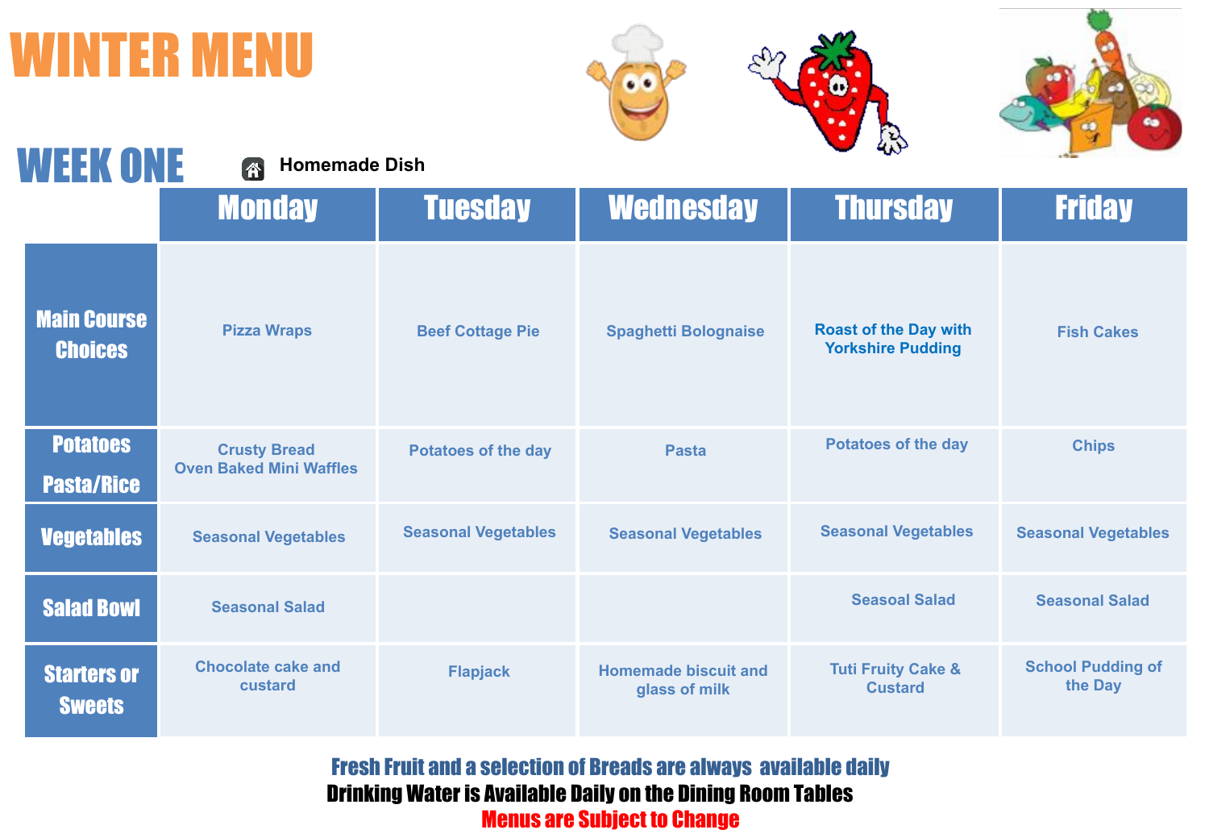# WINTER MENU

## WEEK ONE

Homemade Dish

| | Monday | Tuesday | Wednesday | Thursday | Friday |
|---|---|---|---|---|---|
| Main Course Choices | Pizza Wraps | Beef Cottage Pie | Spaghetti Bolognaise | Roast of the Day with Yorkshire Pudding | Fish Cakes |
| Potatoes Pasta/Rice | Crusty Bread<br>Oven Baked Mini Waffles | Potatoes of the day | Pasta | Potatoes of the day | Chips |
| Vegetables | Seasonal Vegetables | Seasonal Vegetables | Seasonal Vegetables | Seasonal Vegetables | Seasonal Vegetables |
| Salad Bowl | Seasonal Salad | | | Seasoal Salad | Seasonal Salad |
| Starters or Sweets | Chocolate cake and custard | Flapjack | Homemade biscuit and glass of milk | Tuti Fruity Cake & Custard | School Pudding of the Day |

**Fresh Fruit and a selection of Breads are always available daily**

**Drinking Water is Available Daily on the Dining Room Tables**

**Menus are Subject to Change**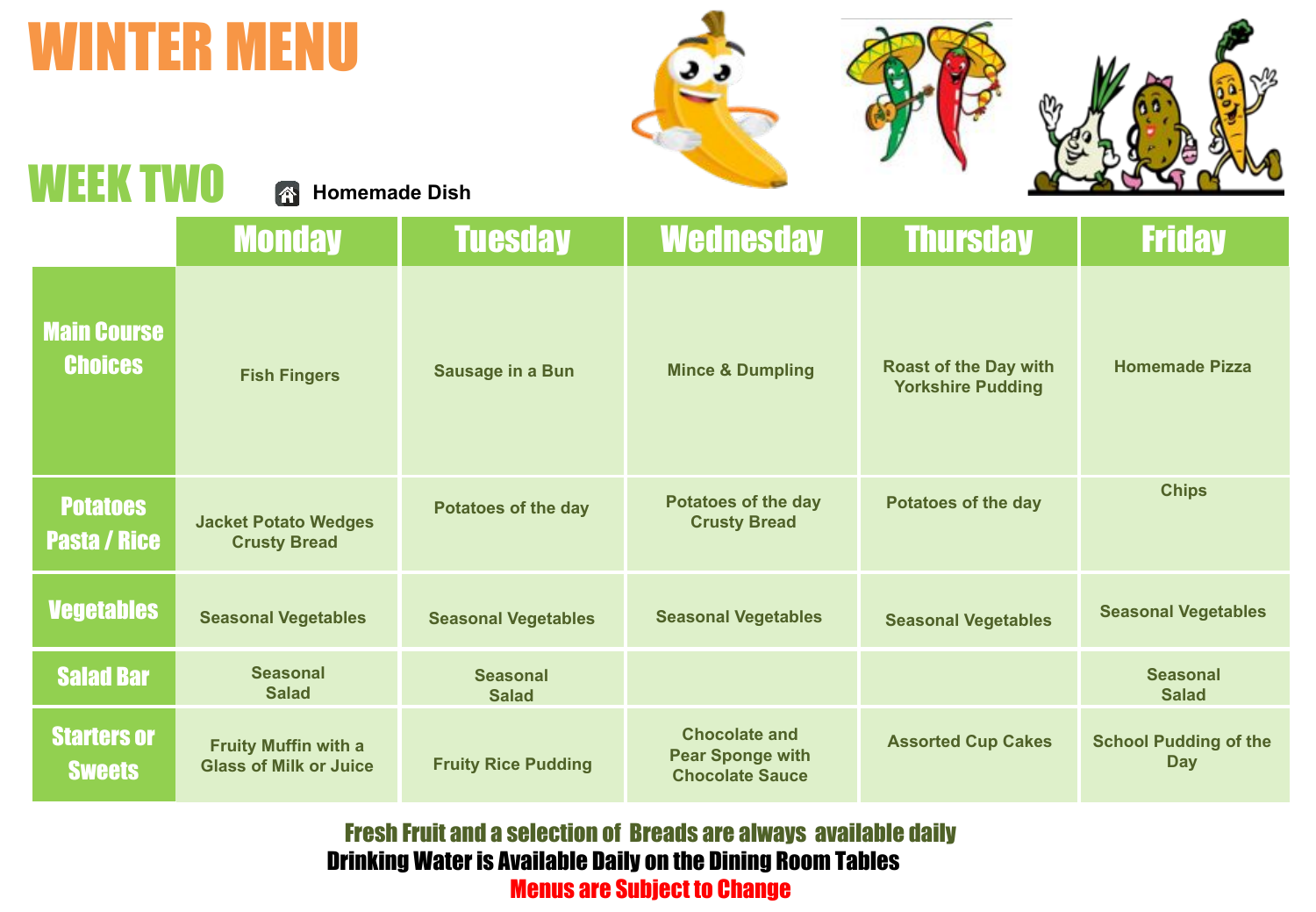# WINTER MENU

## WEEK TWO

🏠 Homemade Dish

| | Monday | Tuesday | Wednesday | Thursday | Friday |
|---|---|---|---|---|---|
| Main Course Choices | Fish Fingers | Sausage in a Bun | Mince & Dumpling | Roast of the Day with Yorkshire Pudding | Homemade Pizza |
| Potatoes Pasta / Rice | Jacket Potato Wedges Crusty Bread | Potatoes of the day | Potatoes of the day Crusty Bread | Potatoes of the day | Chips |
| Vegetables | Seasonal Vegetables | Seasonal Vegetables | Seasonal Vegetables | Seasonal Vegetables | Seasonal Vegetables |
| Salad Bar | Seasonal Salad | Seasonal Salad | | | Seasonal Salad |
| Starters or Sweets | Fruity Muffin with a Glass of Milk or Juice | Fruity Rice Pudding | Chocolate and Pear Sponge with Chocolate Sauce | Assorted Cup Cakes | School Pudding of the Day |

**Fresh Fruit and a selection of Breads are always available daily**

**Drinking Water is Available Daily on the Dining Room Tables**

**Menus are Subject to Change**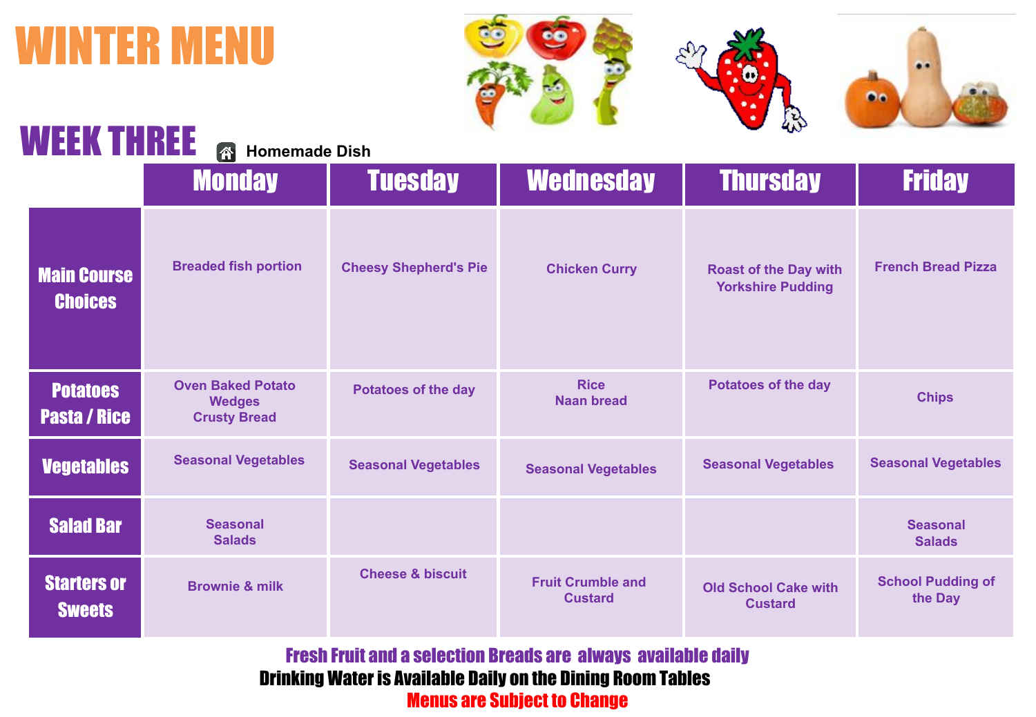# WINTER MENU

## WEEK THREE

Homemade Dish

| | Monday | Tuesday | Wednesday | Thursday | Friday |
|---|---|---|---|---|---|
| **Main Course Choices** | Breaded fish portion | Cheesy Shepherd's Pie | Chicken Curry | Roast of the Day with Yorkshire Pudding | French Bread Pizza |
| **Potatoes Pasta / Rice** | Oven Baked Potato Wedges Crusty Bread | Potatoes of the day | Rice Naan bread | Potatoes of the day | Chips |
| **Vegetables** | Seasonal Vegetables | Seasonal Vegetables | Seasonal Vegetables | Seasonal Vegetables | Seasonal Vegetables |
| **Salad Bar** | Seasonal Salads | | | | Seasonal Salads |
| **Starters or Sweets** | Brownie & milk | Cheese & biscuit | Fruit Crumble and Custard | Old School Cake with Custard | School Pudding of the Day |

**Fresh Fruit and a selection Breads are always available daily**

**Drinking Water is Available Daily on the Dining Room Tables**

**Menus are Subject to Change**